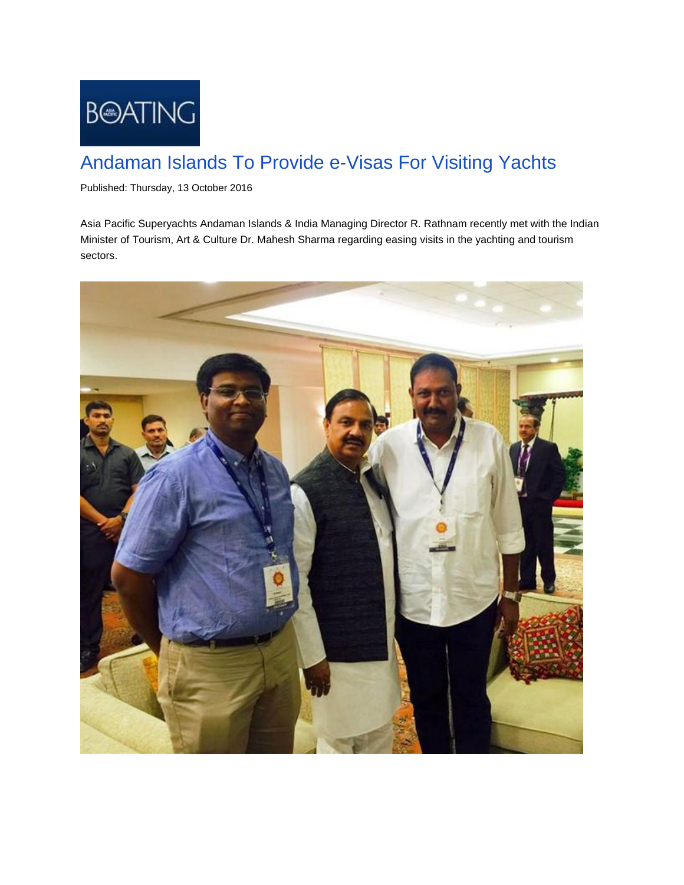# Andamian Islands To Provide e-Visas For Visiting Yachts

Published: Thursday, 13 October 2016

Asia Pacific Superyachts Andaman Islands & India Managing Director R. Rathnam recently met with the Indian Minister of Tourism, Art & Culture Dr. Mahesh Sharma regarding easing visits in the yachting and tourism sectors.

# Andaman Islands To Provide e-Visas For Visiting Yachts

Published: Thursday, 13 October 2016

Asia Pacific Superyachts Andaman Islands & India Managing Director R. Rathnam recently met with the Indian Minister of Tourism, Art & Culture Dr. Mahesh Sharma regarding easing visits in the yachting and tourism sectors.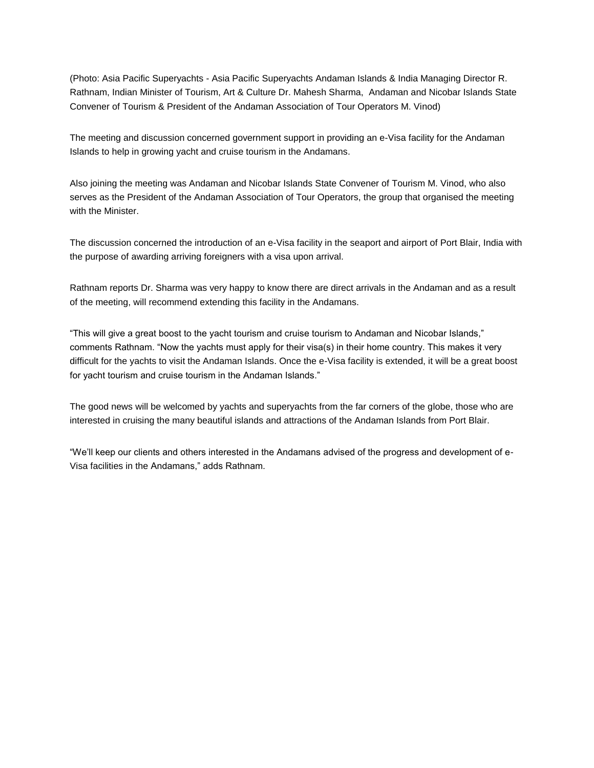(Photo: Asia Pacific Superyachts - Asia Pacific Superyachts Andaman Islands & India Managing Director R. Rathnam, Indian Minister of Tourism, Art & Culture Dr. Mahesh Sharma, Andaman and Nicobar Islands State Convener of Tourism & President of the Andaman Association of Tour Operators M. Vinod)

The meeting and discussion concerned government support in providing an e-Visa facility for the Andaman Islands to help in growing yacht and cruise tourism in the Andamans.

Also joining the meeting was Andaman and Nicobar Islands State Convener of Tourism M. Vinod, who also serves as the President of the Andaman Association of Tour Operators, the group that organised the meeting with the Minister.

The discussion concerned the introduction of an e-Visa facility in the seaport and airport of Port Blair, India with the purpose of awarding arriving foreigners with a visa upon arrival.

Rathnam reports Dr. Sharma was very happy to know there are direct arrivals in the Andaman and as a result of the meeting, will recommend extending this facility in the Andamans.

“This will give a great boost to the yacht tourism and cruise tourism to Andaman and Nicobar Islands,” comments Rathnam. “Now the yachts must apply for their visa(s) in their home country. This makes it very difficult for the yachts to visit the Andaman Islands. Once the e-Visa facility is extended, it will be a great boost for yacht tourism and cruise tourism in the Andaman Islands.”

The good news will be welcomed by yachts and superyachts from the far corners of the globe, those who are interested in cruising the many beautiful islands and attractions of the Andaman Islands from Port Blair.

“We’ll keep our clients and others interested in the Andamans advised of the progress and development of e-Visa facilities in the Andamans,” adds Rathnam.